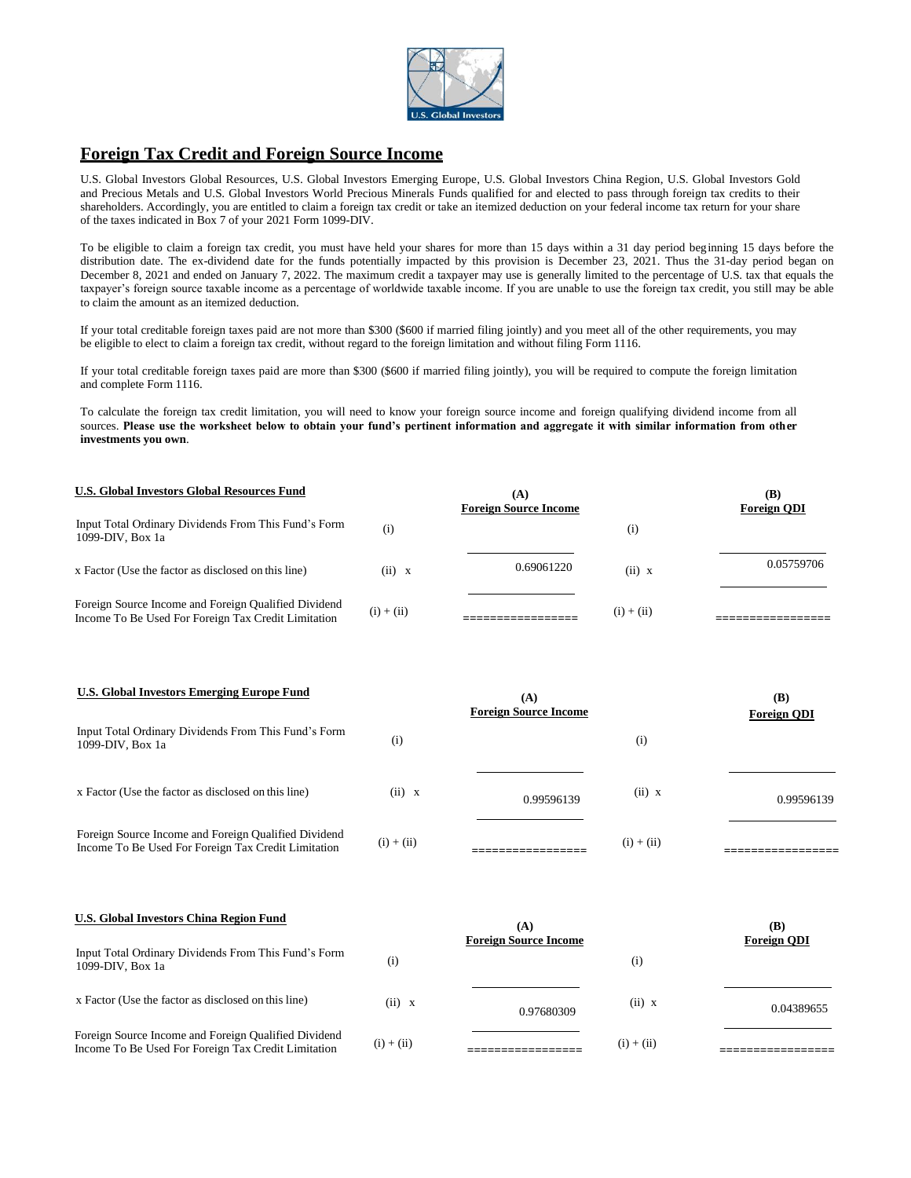# Foreign Tax Credit and Foreign Source Income

U.S. Global Investors Global Resources, U.S. Global Investors Emerging Europe, U.S. Global Investors China Region, U.S. Global Investors Gold and Precious Metals and U.S. Global Investors World Precious Minerals Funds qualified for and elected to pass through foreign tax credits to their shareholders. Accordingly, you are entitled to claim a foreign tax credit or take an itemized deduction on your federal income tax return for your share of the taxes indicated in Box 7 of your 2021 Form 1099-DIV.

To be eligible to claim a foreign tax credit, you must have held your shares for more than 15 days within a 31 day period beginning 15 days before the distribution date. The ex-dividend date for the funds potentially impacted by this provision is December 23, 2021. Thus the 31-day period began on December 8, 2021 and ended on January 7, 2022. The maximum credit a taxpayer may use is generally limited to the percentage of U.S. tax that equals the taxpayer's foreign source taxable income as a percentage of worldwide taxable income. If you are unable to use the foreign tax credit, you still may be able to claim the amount as an itemized deduction.

If your total creditable foreign taxes paid are not more than $300 ($600 if married filing jointly) and you meet all of the other requirements, you may be eligible to elect to claim a foreign tax credit, without regard to the foreign limitation and without filing Form 1116.

If your total creditable foreign taxes paid are more than $300 ($600 if married filing jointly), you will be required to compute the foreign limitation and complete Form 1116.

To calculate the foreign tax credit limitation, you will need to know your foreign source income and foreign qualifying dividend income from all sources. **Please use the worksheet below to obtain your fund's pertinent information and aggregate it with similar information from other investments you own**.

**U.S. Global Investors Global Resources Fund**

| | | (A) Foreign Source Income | | (B) Foreign QDI |
|---|---|---|---|---|
| Input Total Ordinary Dividends From This Fund's Form 1099-DIV, Box 1a | (i) | | (i) | |
| x Factor (Use the factor as disclosed on this line) | (ii) x | 0.69061220 | (ii) x | 0.05759706 |
| Foreign Source Income and Foreign Qualified Dividend Income To Be Used For Foreign Tax Credit Limitation | (i) + (ii) | ================ | (i) + (ii) | ================ |

**U.S. Global Investors Emerging Europe Fund**

| | | (A) Foreign Source Income | | (B) Foreign QDI |
|---|---|---|---|---|
| Input Total Ordinary Dividends From This Fund's Form 1099-DIV, Box 1a | (i) | | (i) | |
| x Factor (Use the factor as disclosed on this line) | (ii) x | 0.99596139 | (ii) x | 0.99596139 |
| Foreign Source Income and Foreign Qualified Dividend Income To Be Used For Foreign Tax Credit Limitation | (i) + (ii) | ================ | (i) + (ii) | ================ |

**U.S. Global Investors China Region Fund**

| | | (A) Foreign Source Income | | (B) Foreign QDI |
|---|---|---|---|---|
| Input Total Ordinary Dividends From This Fund's Form 1099-DIV, Box 1a | (i) | | (i) | |
| x Factor (Use the factor as disclosed on this line) | (ii) x | 0.97680309 | (ii) x | 0.04389655 |
| Foreign Source Income and Foreign Qualified Dividend Income To Be Used For Foreign Tax Credit Limitation | (i) + (ii) | ================ | (i) + (ii) | ================ |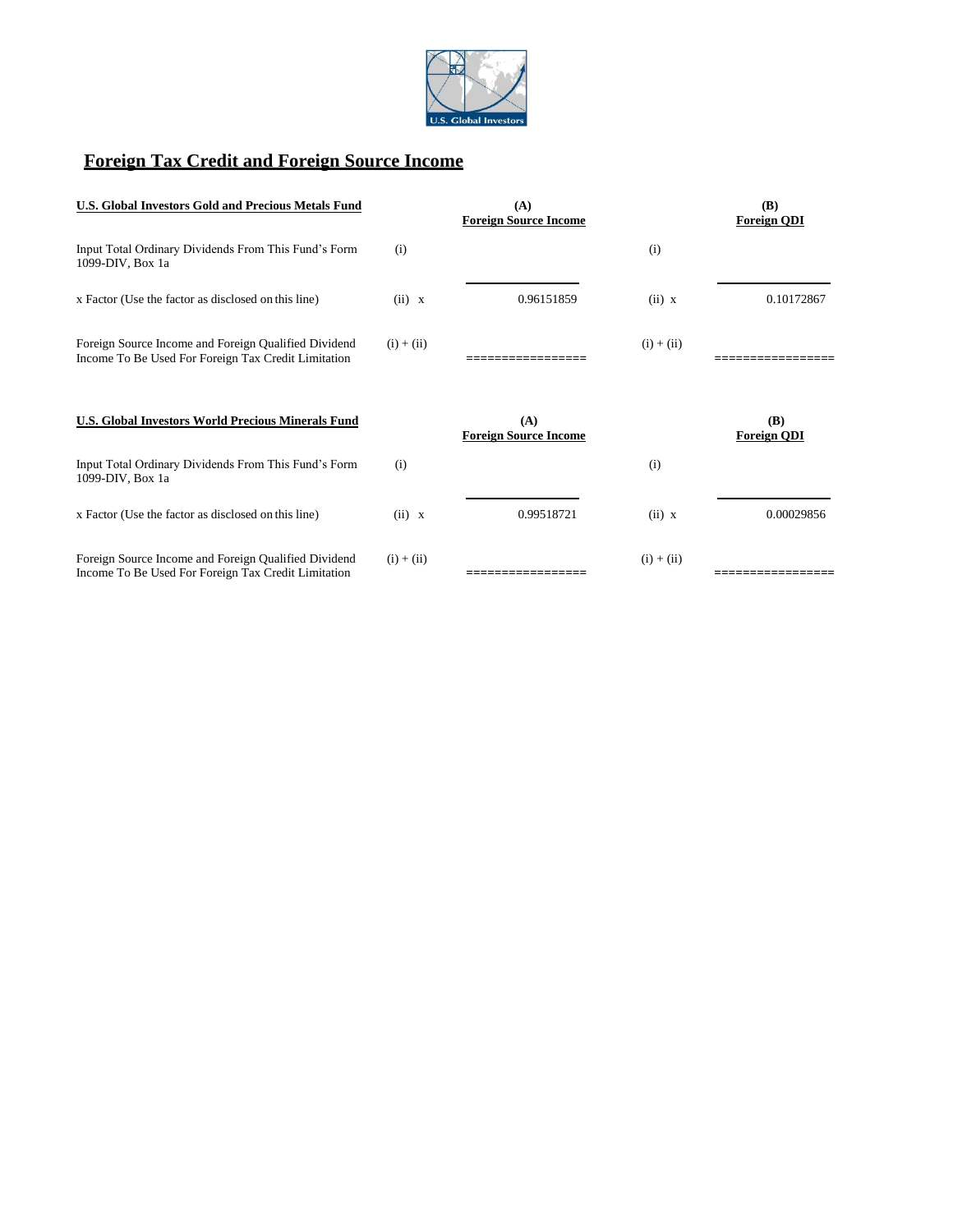## Foreign Tax Credit and Foreign Source Income

| U.S. Global Investors Gold and Precious Metals Fund | | (A) Foreign Source Income | | (B) Foreign QDI |
|---|---|---|---|---|
| Input Total Ordinary Dividends From This Fund's Form 1099-DIV, Box 1a | (i) | | (i) | |
| x Factor (Use the factor as disclosed on this line) | (ii) x | 0.96151859 | (ii) x | 0.10172867 |
| Foreign Source Income and Foreign Qualified Dividend Income To Be Used For Foreign Tax Credit Limitation | (i) + (ii) | ================= | (i) + (ii) | ================= |

| U.S. Global Investors World Precious Minerals Fund | | (A) Foreign Source Income | | (B) Foreign QDI |
|---|---|---|---|---|
| Input Total Ordinary Dividends From This Fund's Form 1099-DIV, Box 1a | (i) | | (i) | |
| x Factor (Use the factor as disclosed on this line) | (ii) x | 0.99518721 | (ii) x | 0.00029856 |
| Foreign Source Income and Foreign Qualified Dividend Income To Be Used For Foreign Tax Credit Limitation | (i) + (ii) | ================= | (i) + (ii) | ================= |